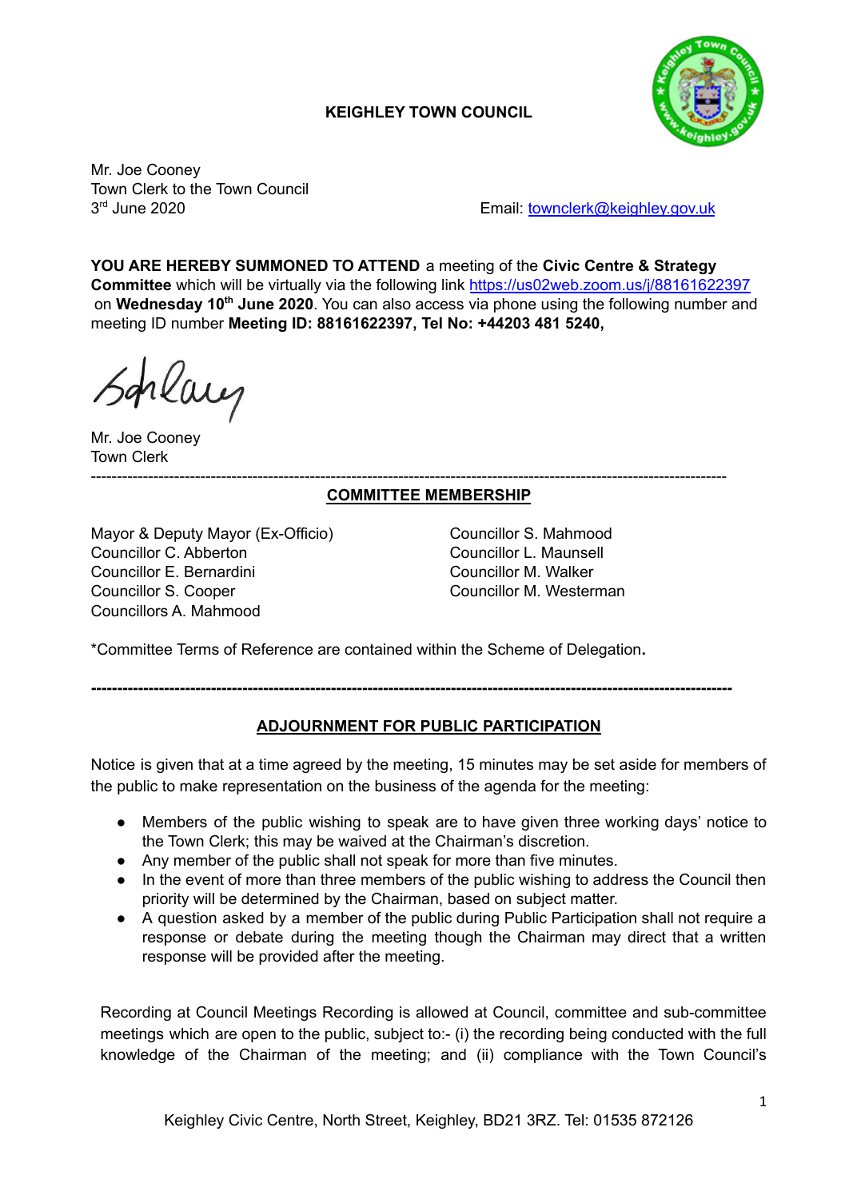**KEIGHLEY TOWN COUNCIL**

Mr. Joe Cooney
Town Clerk to the Town Council
3rd June 2020

Email: townclerk@keighley.gov.uk

**YOU ARE HEREBY SUMMONED TO ATTEND** a meeting of the **Civic Centre & Strategy Committee** which will be virtually via the following link https://us02web.zoom.us/j/88161622397 on **Wednesday 10th June 2020**. You can also access via phone using the following number and meeting ID number **Meeting ID: 88161622397, Tel No: +44203 481 5240,**

Mr. Joe Cooney
Town Clerk

---

## COMMITTEE MEMBERSHIP

Mayor & Deputy Mayor (Ex-Officio)
Councillor C. Abberton
Councillor E. Bernardini
Councillor S. Cooper
Councillors A. Mahmood
Councillor S. Mahmood
Councillor L. Maunsell
Councillor M. Walker
Councillor M. Westerman

*Committee Terms of Reference are contained within the Scheme of Delegation**.**

---

## ADJOURNMENT FOR PUBLIC PARTICIPATION

Notice is given that at a time agreed by the meeting, 15 minutes may be set aside for members of the public to make representation on the business of the agenda for the meeting:

- Members of the public wishing to speak are to have given three working days' notice to the Town Clerk; this may be waived at the Chairman's discretion.
- Any member of the public shall not speak for more than five minutes.
- In the event of more than three members of the public wishing to address the Council then priority will be determined by the Chairman, based on subject matter.
- A question asked by a member of the public during Public Participation shall not require a response or debate during the meeting though the Chairman may direct that a written response will be provided after the meeting.

Recording at Council Meetings Recording is allowed at Council, committee and sub-committee meetings which are open to the public, subject to:- (i) the recording being conducted with the full knowledge of the Chairman of the meeting; and (ii) compliance with the Town Council's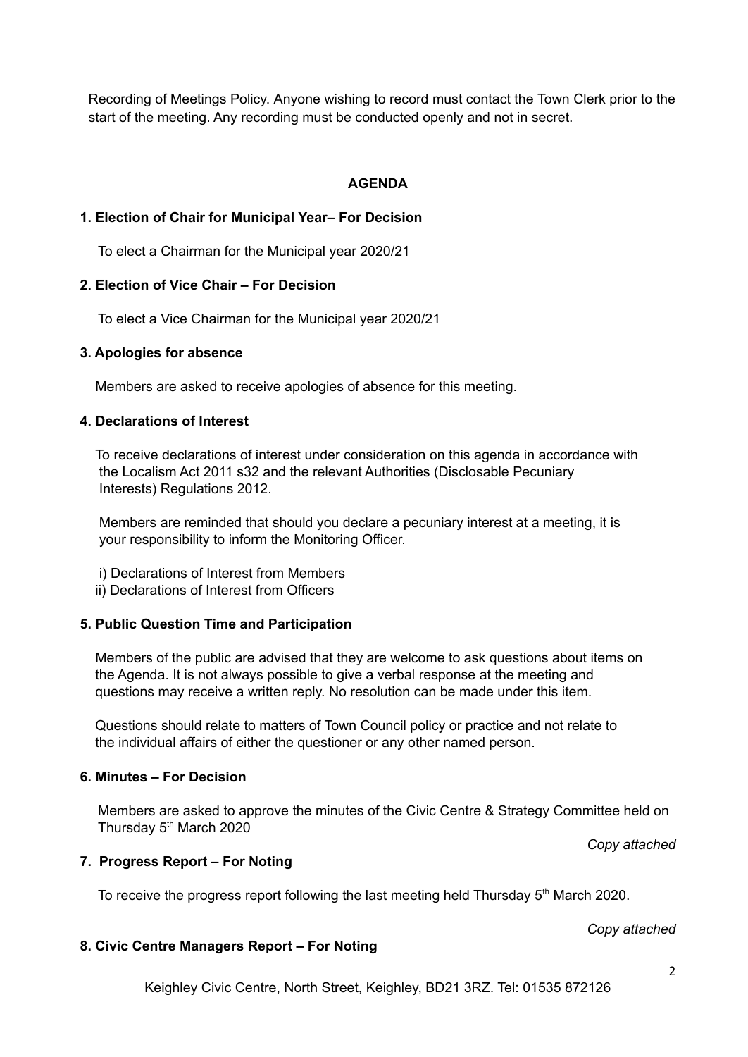Recording of Meetings Policy. Anyone wishing to record must contact the Town Clerk prior to the start of the meeting. Any recording must be conducted openly and not in secret.

**AGENDA**

**1. Election of Chair for Municipal Year– For Decision**

To elect a Chairman for the Municipal year 2020/21

**2. Election of Vice Chair – For Decision**

To elect a Vice Chairman for the Municipal year 2020/21

**3. Apologies for absence**

Members are asked to receive apologies of absence for this meeting.

**4. Declarations of Interest**

To receive declarations of interest under consideration on this agenda in accordance with the Localism Act 2011 s32 and the relevant Authorities (Disclosable Pecuniary Interests) Regulations 2012.

Members are reminded that should you declare a pecuniary interest at a meeting, it is your responsibility to inform the Monitoring Officer.

i) Declarations of Interest from Members
ii) Declarations of Interest from Officers

**5. Public Question Time and Participation**

Members of the public are advised that they are welcome to ask questions about items on the Agenda. It is not always possible to give a verbal response at the meeting and questions may receive a written reply. No resolution can be made under this item.

Questions should relate to matters of Town Council policy or practice and not relate to the individual affairs of either the questioner or any other named person.

**6. Minutes – For Decision**

Members are asked to approve the minutes of the Civic Centre & Strategy Committee held on Thursday 5th March 2020

*Copy attached*

**7. Progress Report – For Noting**

To receive the progress report following the last meeting held Thursday 5th March 2020.

*Copy attached*

**8. Civic Centre Managers Report – For Noting**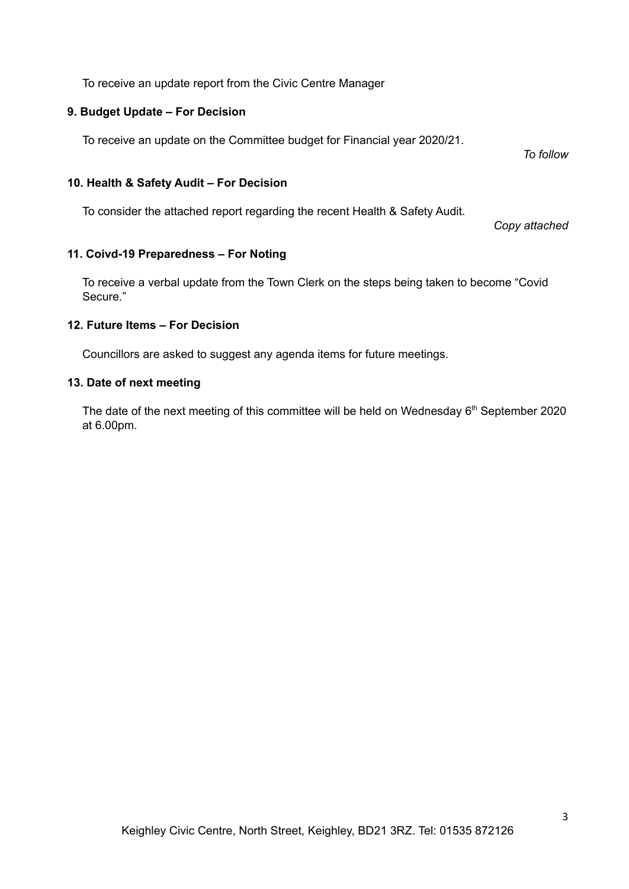To receive an update report from the Civic Centre Manager

**9. Budget Update – For Decision**

To receive an update on the Committee budget for Financial year 2020/21.

*To follow*

**10. Health & Safety Audit – For Decision**

To consider the attached report regarding the recent Health & Safety Audit.

*Copy attached*

**11. Coivd-19 Preparedness – For Noting**

To receive a verbal update from the Town Clerk on the steps being taken to become "Covid Secure."

**12. Future Items – For Decision**

Councillors are asked to suggest any agenda items for future meetings.

**13. Date of next meeting**

The date of the next meeting of this committee will be held on Wednesday 6th September 2020 at 6.00pm.

Keighley Civic Centre, North Street, Keighley, BD21 3RZ. Tel: 01535 872126